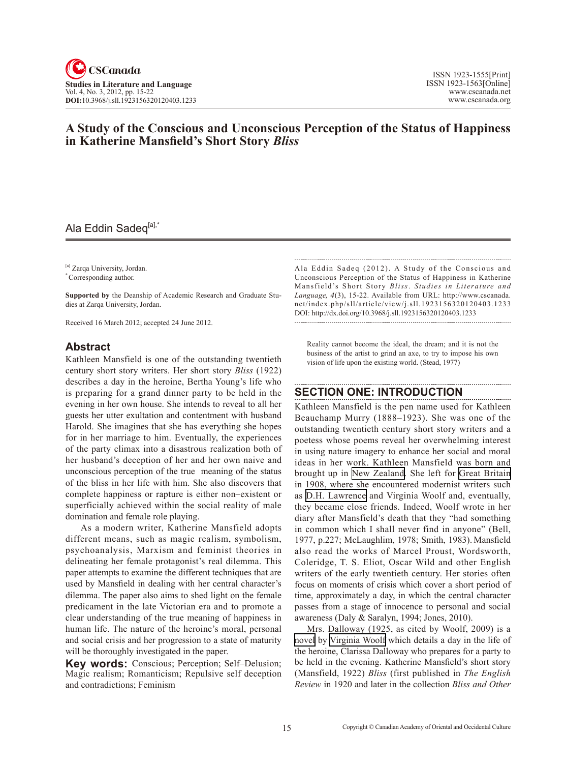# A Study of the Conscious and Unconscious Perception of the Status of Happiness in Katherine Mansfield's Short Story *Bliss*

Ala Eddin Sadeq[a],*

[a] Zarqa University, Jordan.
* Corresponding author.

**Supported by** the Deanship of Academic Research and Graduate Studies at Zarqa University, Jordan.

Received 16 March 2012; accepted 24 June 2012.

## Abstract

Kathleen Mansfield is one of the outstanding twentieth century short story writers. Her short story *Bliss* (1922) describes a day in the heroine, Bertha Young's life who is preparing for a grand dinner party to be held in the evening in her own house. She intends to reveal to all her guests her utter exultation and contentment with husband Harold. She imagines that she has everything she hopes for in her marriage to him. Eventually, the experiences of the party climax into a disastrous realization both of her husband's deception of her and her own naive and unconscious perception of the true meaning of the status of the bliss in her life with him. She also discovers that complete happiness or rapture is either non–existent or superficially achieved within the social reality of male domination and female role playing.

As a modern writer, Katherine Mansfield adopts different means, such as magic realism, symbolism, psychoanalysis, Marxism and feminist theories in delineating her female protagonist's real dilemma. This paper attempts to examine the different techniques that are used by Mansfield in dealing with her central character's dilemma. The paper also aims to shed light on the female predicament in the late Victorian era and to promote a clear understanding of the true meaning of happiness in human life. The nature of the heroine's moral, personal and social crisis and her progression to a state of maturity will be thoroughly investigated in the paper.

**Key words:** Conscious; Perception; Self–Delusion; Magic realism; Romanticism; Repulsive self deception and contradictions; Feminism

Ala Eddin Sadeq (2012). A Study of the Conscious and Unconscious Perception of the Status of Happiness in Katherine Mansfield's Short Story *Bliss*. *Studies in Literature and Language, 4*(3), 15-22. Available from URL: http://www.cscanada.net/index.php/sll/article/view/j.sll.1923156320120403.1233
DOI: http://dx.doi.org/10.3968/j.sll.1923156320120403.1233

> Reality cannot become the ideal, the dream; and it is not the business of the artist to grind an axe, to try to impose his own vision of life upon the existing world. (Stead, 1977)

## SECTION ONE: INTRODUCTION

Kathleen Mansfield is the pen name used for Kathleen Beauchamp Murry (1888–1923). She was one of the outstanding twentieth century short story writers and a poetess whose poems reveal her overwhelming interest in using nature imagery to enhance her social and moral ideas in her work. Kathleen Mansfield was born and brought up in New Zealand. She left for Great Britain in 1908, where she encountered modernist writers such as D.H. Lawrence and Virginia Woolf and, eventually, they became close friends. Indeed, Woolf wrote in her diary after Mansfield's death that they "had something in common which I shall never find in anyone" (Bell, 1977, p.227; McLaughlim, 1978; Smith, 1983). Mansfield also read the works of Marcel Proust, Wordsworth, Coleridge, T. S. Eliot, Oscar Wild and other English writers of the early twentieth century. Her stories often focus on moments of crisis which cover a short period of time, approximately a day, in which the central character passes from a stage of innocence to personal and social awareness (Daly & Saralyn, 1994; Jones, 2010).

Mrs. Dalloway (1925, as cited by Woolf, 2009) is a novel by Virginia Woolf which details a day in the life of the heroine, Clarissa Dalloway who prepares for a party to be held in the evening. Katherine Mansfield's short story (Mansfield, 1922) *Bliss* (first published in *The English Review* in 1920 and later in the collection *Bliss and Other*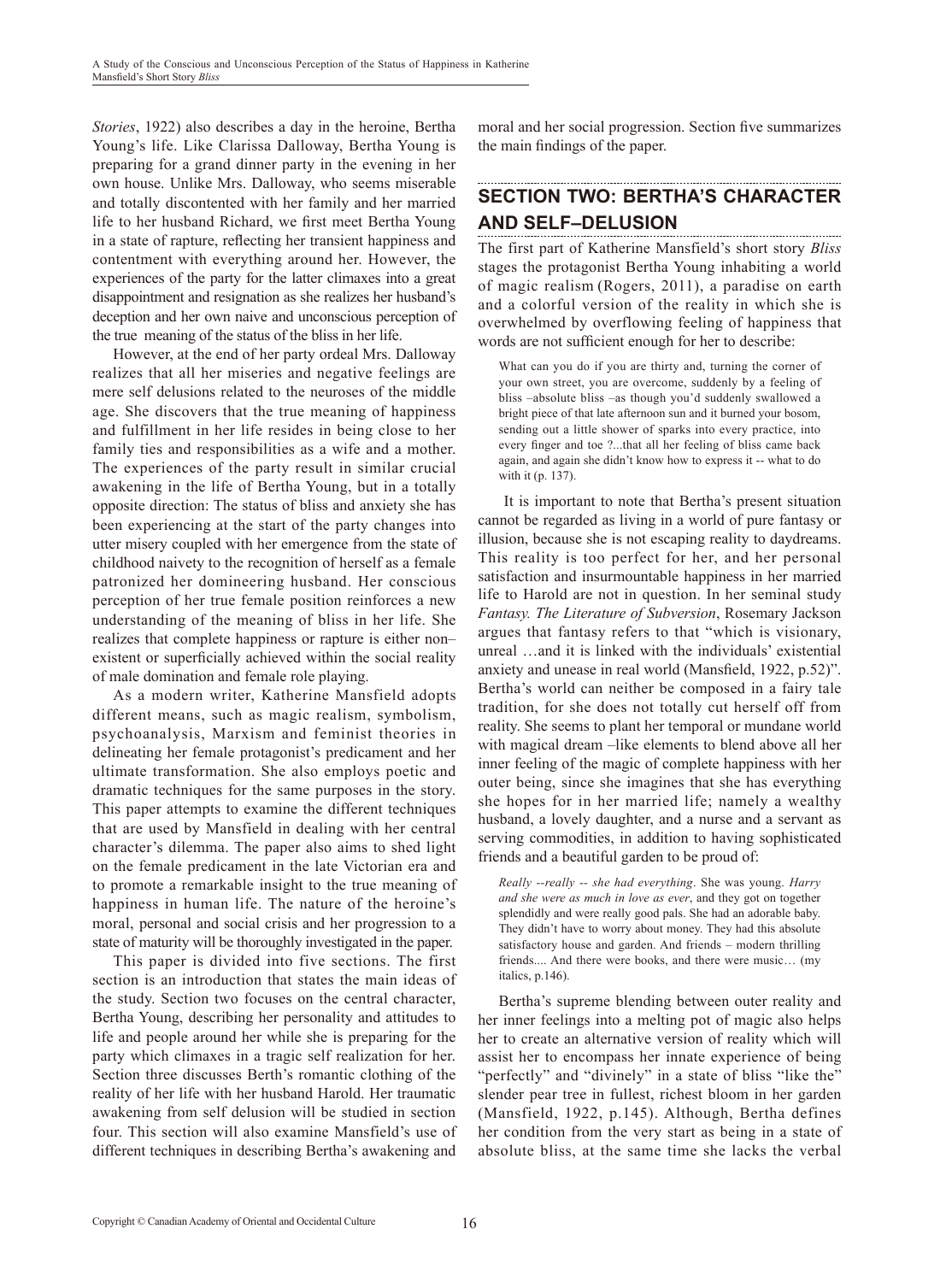*Stories*, 1922) also describes a day in the heroine, Bertha Young's life. Like Clarissa Dalloway, Bertha Young is preparing for a grand dinner party in the evening in her own house. Unlike Mrs. Dalloway, who seems miserable and totally discontented with her family and her married life to her husband Richard, we first meet Bertha Young in a state of rapture, reflecting her transient happiness and contentment with everything around her. However, the experiences of the party for the latter climaxes into a great disappointment and resignation as she realizes her husband's deception and her own naive and unconscious perception of the true meaning of the status of the bliss in her life.

However, at the end of her party ordeal Mrs. Dalloway realizes that all her miseries and negative feelings are mere self delusions related to the neuroses of the middle age. She discovers that the true meaning of happiness and fulfillment in her life resides in being close to her family ties and responsibilities as a wife and a mother. The experiences of the party result in similar crucial awakening in the life of Bertha Young, but in a totally opposite direction: The status of bliss and anxiety she has been experiencing at the start of the party changes into utter misery coupled with her emergence from the state of childhood naivety to the recognition of herself as a female patronized her domineering husband. Her conscious perception of her true female position reinforces a new understanding of the meaning of bliss in her life. She realizes that complete happiness or rapture is either non–existent or superficially achieved within the social reality of male domination and female role playing.

As a modern writer, Katherine Mansfield adopts different means, such as magic realism, symbolism, psychoanalysis, Marxism and feminist theories in delineating her female protagonist's predicament and her ultimate transformation. She also employs poetic and dramatic techniques for the same purposes in the story. This paper attempts to examine the different techniques that are used by Mansfield in dealing with her central character's dilemma. The paper also aims to shed light on the female predicament in the late Victorian era and to promote a remarkable insight to the true meaning of happiness in human life. The nature of the heroine's moral, personal and social crisis and her progression to a state of maturity will be thoroughly investigated in the paper.

This paper is divided into five sections. The first section is an introduction that states the main ideas of the study. Section two focuses on the central character, Bertha Young, describing her personality and attitudes to life and people around her while she is preparing for the party which climaxes in a tragic self realization for her. Section three discusses Berth's romantic clothing of the reality of her life with her husband Harold. Her traumatic awakening from self delusion will be studied in section four. This section will also examine Mansfield's use of different techniques in describing Bertha's awakening and moral and her social progression. Section five summarizes the main findings of the paper.

## SECTION TWO: BERTHA'S CHARACTER AND SELF–DELUSION

The first part of Katherine Mansfield's short story *Bliss* stages the protagonist Bertha Young inhabiting a world of magic realism (Rogers, 2011), a paradise on earth and a colorful version of the reality in which she is overwhelmed by overflowing feeling of happiness that words are not sufficient enough for her to describe:

> What can you do if you are thirty and, turning the corner of your own street, you are overcome, suddenly by a feeling of bliss –absolute bliss –as though you'd suddenly swallowed a bright piece of that late afternoon sun and it burned your bosom, sending out a little shower of sparks into every practice, into every finger and toe ?...that all her feeling of bliss came back again, and again she didn't know how to express it -- what to do with it (p. 137).

It is important to note that Bertha's present situation cannot be regarded as living in a world of pure fantasy or illusion, because she is not escaping reality to daydreams. This reality is too perfect for her, and her personal satisfaction and insurmountable happiness in her married life to Harold are not in question. In her seminal study *Fantasy. The Literature of Subversion*, Rosemary Jackson argues that fantasy refers to that "which is visionary, unreal …and it is linked with the individuals' existential anxiety and unease in real world (Mansfield, 1922, p.52)". Bertha's world can neither be composed in a fairy tale tradition, for she does not totally cut herself off from reality. She seems to plant her temporal or mundane world with magical dream –like elements to blend above all her inner feeling of the magic of complete happiness with her outer being, since she imagines that she has everything she hopes for in her married life; namely a wealthy husband, a lovely daughter, and a nurse and a servant as serving commodities, in addition to having sophisticated friends and a beautiful garden to be proud of:

> *Really --really -- she had everything*. She was young. *Harry and she were as much in love as ever*, and they got on together splendidly and were really good pals. She had an adorable baby. They didn't have to worry about money. They had this absolute satisfactory house and garden. And friends – modern thrilling friends.... And there were books, and there were music… (my italics, p.146).

Bertha's supreme blending between outer reality and her inner feelings into a melting pot of magic also helps her to create an alternative version of reality which will assist her to encompass her innate experience of being "perfectly" and "divinely" in a state of bliss "like the" slender pear tree in fullest, richest bloom in her garden (Mansfield, 1922, p.145). Although, Bertha defines her condition from the very start as being in a state of absolute bliss, at the same time she lacks the verbal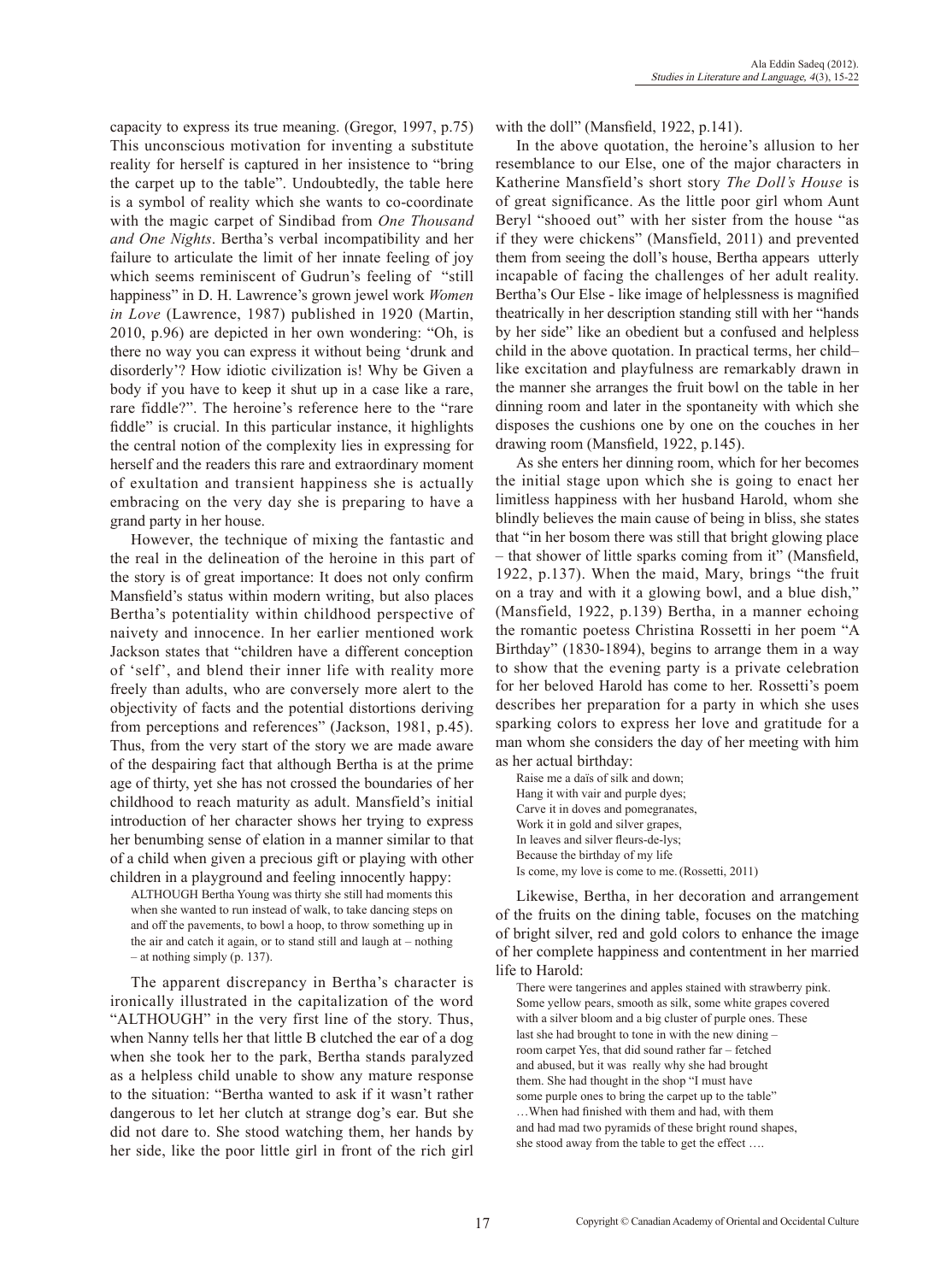capacity to express its true meaning. (Gregor, 1997, p.75) This unconscious motivation for inventing a substitute reality for herself is captured in her insistence to "bring the carpet up to the table". Undoubtedly, the table here is a symbol of reality which she wants to co-coordinate with the magic carpet of Sindibad from *One Thousand and One Nights*. Bertha's verbal incompatibility and her failure to articulate the limit of her innate feeling of joy which seems reminiscent of Gudrun's feeling of "still happiness" in D. H. Lawrence's grown jewel work *Women in Love* (Lawrence, 1987) published in 1920 (Martin, 2010, p.96) are depicted in her own wondering: "Oh, is there no way you can express it without being 'drunk and disorderly'? How idiotic civilization is! Why be Given a body if you have to keep it shut up in a case like a rare, rare fiddle?". The heroine's reference here to the "rare fiddle" is crucial. In this particular instance, it highlights the central notion of the complexity lies in expressing for herself and the readers this rare and extraordinary moment of exultation and transient happiness she is actually embracing on the very day she is preparing to have a grand party in her house.

However, the technique of mixing the fantastic and the real in the delineation of the heroine in this part of the story is of great importance: It does not only confirm Mansfield's status within modern writing, but also places Bertha's potentiality within childhood perspective of naivety and innocence. In her earlier mentioned work Jackson states that "children have a different conception of 'self', and blend their inner life with reality more freely than adults, who are conversely more alert to the objectivity of facts and the potential distortions deriving from perceptions and references" (Jackson, 1981, p.45). Thus, from the very start of the story we are made aware of the despairing fact that although Bertha is at the prime age of thirty, yet she has not crossed the boundaries of her childhood to reach maturity as adult. Mansfield's initial introduction of her character shows her trying to express her benumbing sense of elation in a manner similar to that of a child when given a precious gift or playing with other children in a playground and feeling innocently happy:

> ALTHOUGH Bertha Young was thirty she still had moments this when she wanted to run instead of walk, to take dancing steps on and off the pavements, to bowl a hoop, to throw something up in the air and catch it again, or to stand still and laugh at – nothing – at nothing simply (p. 137).

The apparent discrepancy in Bertha's character is ironically illustrated in the capitalization of the word "ALTHOUGH" in the very first line of the story. Thus, when Nanny tells her that little B clutched the ear of a dog when she took her to the park, Bertha stands paralyzed as a helpless child unable to show any mature response to the situation: "Bertha wanted to ask if it wasn't rather dangerous to let her clutch at strange dog's ear. But she did not dare to. She stood watching them, her hands by her side, like the poor little girl in front of the rich girl with the doll" (Mansfield, 1922, p.141).

In the above quotation, the heroine's allusion to her resemblance to our Else, one of the major characters in Katherine Mansfield's short story *The Doll's House* is of great significance. As the little poor girl whom Aunt Beryl "shooed out" with her sister from the house "as if they were chickens" (Mansfield, 2011) and prevented them from seeing the doll's house, Bertha appears utterly incapable of facing the challenges of her adult reality. Bertha's Our Else - like image of helplessness is magnified theatrically in her description standing still with her "hands by her side" like an obedient but a confused and helpless child in the above quotation. In practical terms, her child–like excitation and playfulness are remarkably drawn in the manner she arranges the fruit bowl on the table in her dinning room and later in the spontaneity with which she disposes the cushions one by one on the couches in her drawing room (Mansfield, 1922, p.145).

As she enters her dinning room, which for her becomes the initial stage upon which she is going to enact her limitless happiness with her husband Harold, whom she blindly believes the main cause of being in bliss, she states that "in her bosom there was still that bright glowing place – that shower of little sparks coming from it" (Mansfield, 1922, p.137). When the maid, Mary, brings "the fruit on a tray and with it a glowing bowl, and a blue dish," (Mansfield, 1922, p.139) Bertha, in a manner echoing the romantic poetess Christina Rossetti in her poem "A Birthday" (1830-1894), begins to arrange them in a way to show that the evening party is a private celebration for her beloved Harold has come to her. Rossetti's poem describes her preparation for a party in which she uses sparking colors to express her love and gratitude for a man whom she considers the day of her meeting with him as her actual birthday:

> Raise me a daïs of silk and down;
> Hang it with vair and purple dyes;
> Carve it in doves and pomegranates,
> Work it in gold and silver grapes,
> In leaves and silver fleurs-de-lys;
> Because the birthday of my life
> Is come, my love is come to me. (Rossetti, 2011)

Likewise, Bertha, in her decoration and arrangement of the fruits on the dining table, focuses on the matching of bright silver, red and gold colors to enhance the image of her complete happiness and contentment in her married life to Harold:

> There were tangerines and apples stained with strawberry pink. Some yellow pears, smooth as silk, some white grapes covered with a silver bloom and a big cluster of purple ones. These last she had brought to tone in with the new dining – room carpet Yes, that did sound rather far – fetched and abused, but it was really why she had brought them. She had thought in the shop "I must have some purple ones to bring the carpet up to the table" …When had finished with them and had, with them and had mad two pyramids of these bright round shapes, she stood away from the table to get the effect ….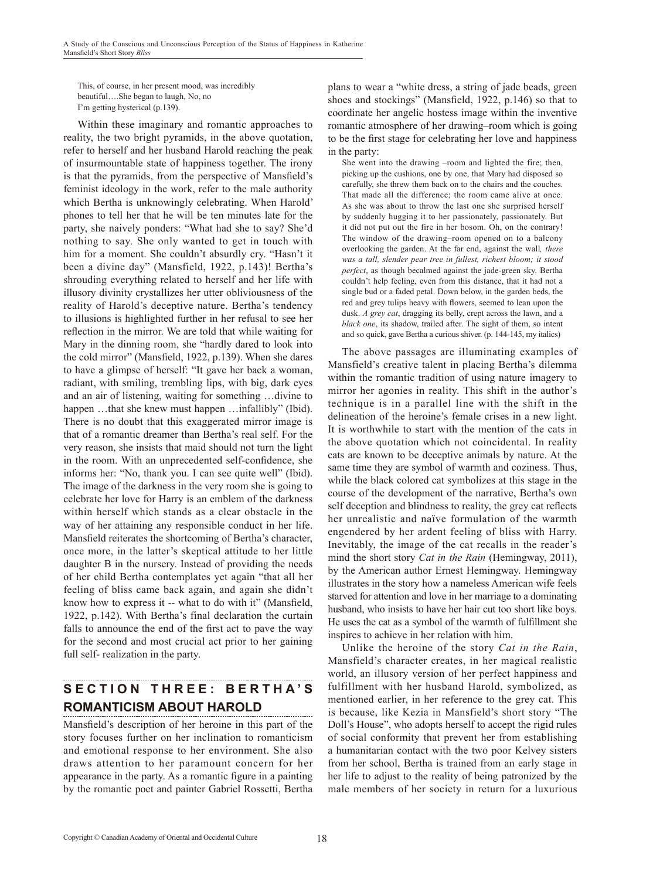This, of course, in her present mood, was incredibly beautiful….She began to laugh, No, no I'm getting hysterical (p.139).

Within these imaginary and romantic approaches to reality, the two bright pyramids, in the above quotation, refer to herself and her husband Harold reaching the peak of insurmountable state of happiness together. The irony is that the pyramids, from the perspective of Mansfield's feminist ideology in the work, refer to the male authority which Bertha is unknowingly celebrating. When Harold' phones to tell her that he will be ten minutes late for the party, she naively ponders: "What had she to say? She'd nothing to say. She only wanted to get in touch with him for a moment. She couldn't absurdly cry. "Hasn't it been a divine day" (Mansfield, 1922, p.143)! Bertha's shrouding everything related to herself and her life with illusory divinity crystallizes her utter obliviousness of the reality of Harold's deceptive nature. Bertha's tendency to illusions is highlighted further in her refusal to see her reflection in the mirror. We are told that while waiting for Mary in the dinning room, she "hardly dared to look into the cold mirror" (Mansfield, 1922, p.139). When she dares to have a glimpse of herself: "It gave her back a woman, radiant, with smiling, trembling lips, with big, dark eyes and an air of listening, waiting for something …divine to happen …that she knew must happen …infallibly" (Ibid). There is no doubt that this exaggerated mirror image is that of a romantic dreamer than Bertha's real self. For the very reason, she insists that maid should not turn the light in the room. With an unprecedented self-confidence, she informs her: "No, thank you. I can see quite well" (Ibid). The image of the darkness in the very room she is going to celebrate her love for Harry is an emblem of the darkness within herself which stands as a clear obstacle in the way of her attaining any responsible conduct in her life. Mansfield reiterates the shortcoming of Bertha's character, once more, in the latter's skeptical attitude to her little daughter B in the nursery. Instead of providing the needs of her child Bertha contemplates yet again "that all her feeling of bliss came back again, and again she didn't know how to express it -- what to do with it" (Mansfield, 1922, p.142). With Bertha's final declaration the curtain falls to announce the end of the first act to pave the way for the second and most crucial act prior to her gaining full self- realization in the party.

## SECTION THREE: BERTHA'S ROMANTICISM ABOUT HAROLD

Mansfield's description of her heroine in this part of the story focuses further on her inclination to romanticism and emotional response to her environment. She also draws attention to her paramount concern for her appearance in the party. As a romantic figure in a painting by the romantic poet and painter Gabriel Rossetti, Bertha plans to wear a "white dress, a string of jade beads, green shoes and stockings" (Mansfield, 1922, p.146) so that to coordinate her angelic hostess image within the inventive romantic atmosphere of her drawing–room which is going to be the first stage for celebrating her love and happiness in the party:

> She went into the drawing –room and lighted the fire; then, picking up the cushions, one by one, that Mary had disposed so carefully, she threw them back on to the chairs and the couches. That made all the difference; the room came alive at once. As she was about to throw the last one she surprised herself by suddenly hugging it to her passionately, passionately. But it did not put out the fire in her bosom. Oh, on the contrary! The window of the drawing–room opened on to a balcony overlooking the garden. At the far end, against the wall*, there was a tall, slender pear tree in fullest, richest bloom; it stood perfect*, as though becalmed against the jade-green sky. Bertha couldn't help feeling, even from this distance, that it had not a single bud or a faded petal. Down below, in the garden beds, the red and grey tulips heavy with flowers, seemed to lean upon the dusk. *A grey cat*, dragging its belly, crept across the lawn, and a *black one*, its shadow, trailed after. The sight of them, so intent and so quick, gave Bertha a curious shiver. (p. 144-145, my italics)

The above passages are illuminating examples of Mansfield's creative talent in placing Bertha's dilemma within the romantic tradition of using nature imagery to mirror her agonies in reality. This shift in the author's technique is in a parallel line with the shift in the delineation of the heroine's female crises in a new light. It is worthwhile to start with the mention of the cats in the above quotation which not coincidental. In reality cats are known to be deceptive animals by nature. At the same time they are symbol of warmth and coziness. Thus, while the black colored cat symbolizes at this stage in the course of the development of the narrative, Bertha's own self deception and blindness to reality, the grey cat reflects her unrealistic and naïve formulation of the warmth engendered by her ardent feeling of bliss with Harry. Inevitably, the image of the cat recalls in the reader's mind the short story *Cat in the Rain* (Hemingway, 2011), by the American author Ernest Hemingway. Hemingway illustrates in the story how a nameless American wife feels starved for attention and love in her marriage to a dominating husband, who insists to have her hair cut too short like boys. He uses the cat as a symbol of the warmth of fulfillment she inspires to achieve in her relation with him.

Unlike the heroine of the story *Cat in the Rain*, Mansfield's character creates, in her magical realistic world, an illusory version of her perfect happiness and fulfillment with her husband Harold, symbolized, as mentioned earlier, in her reference to the grey cat. This is because, like Kezia in Mansfield's short story "The Doll's House", who adopts herself to accept the rigid rules of social conformity that prevent her from establishing a humanitarian contact with the two poor Kelvey sisters from her school, Bertha is trained from an early stage in her life to adjust to the reality of being patronized by the male members of her society in return for a luxurious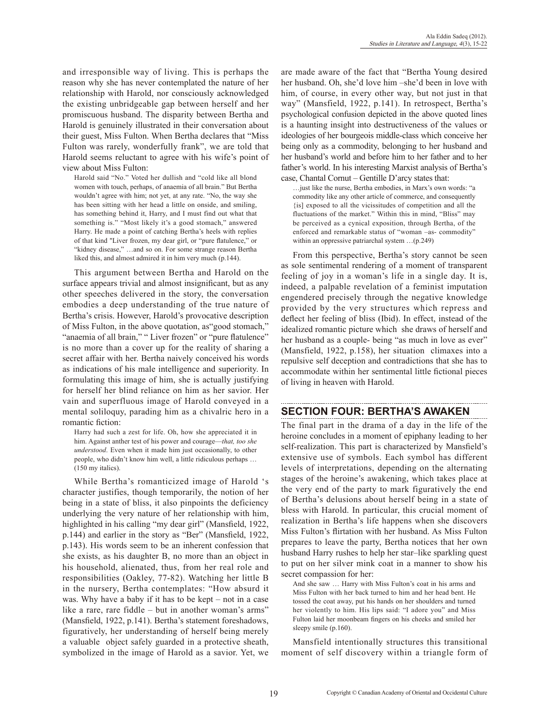and irresponsible way of living. This is perhaps the reason why she has never contemplated the nature of her relationship with Harold, nor consciously acknowledged the existing unbridgeable gap between herself and her promiscuous husband. The disparity between Bertha and Harold is genuinely illustrated in their conversation about their guest, Miss Fulton. When Bertha declares that "Miss Fulton was rarely, wonderfully frank", we are told that Harold seems reluctant to agree with his wife's point of view about Miss Fulton:

> Harold said "No." Voted her dullish and "cold like all blond women with touch, perhaps, of anaemia of all brain." But Bertha wouldn't agree with him; not yet, at any rate. "No, the way she has been sitting with her head a little on onside, and smiling, has something behind it, Harry, and I must find out what that something is." "Most likely it's a good stomach," answered Harry. He made a point of catching Bertha's heels with replies of that kind "Liver frozen, my dear girl, or "pure flatulence," or "kidney disease," …and so on. For some strange reason Bertha liked this, and almost admired it in him very much (p.144).

This argument between Bertha and Harold on the surface appears trivial and almost insignificant, but as any other speeches delivered in the story, the conversation embodies a deep understanding of the true nature of Bertha's crisis. However, Harold's provocative description of Miss Fulton, in the above quotation, as"good stomach," "anaemia of all brain," " Liver frozen" or "pure flatulence" is no more than a cover up for the reality of sharing a secret affair with her. Bertha naively conceived his words as indications of his male intelligence and superiority. In formulating this image of him, she is actually justifying for herself her blind reliance on him as her savior. Her vain and superfluous image of Harold conveyed in a mental soliloquy, parading him as a chivalric hero in a romantic fiction:

> Harry had such a zest for life. Oh, how she appreciated it in him. Against anther test of his power and courage—*that, too she understood*. Even when it made him just occasionally, to other people, who didn't know him well, a little ridiculous perhaps … (150 my italics).

While Bertha's romanticized image of Harold 's character justifies, though temporarily, the notion of her being in a state of bliss, it also pinpoints the deficiency underlying the very nature of her relationship with him, highlighted in his calling "my dear girl" (Mansfield, 1922, p.144) and earlier in the story as "Ber" (Mansfield, 1922, p.143). His words seem to be an inherent confession that she exists, as his daughter B, no more than an object in his household, alienated, thus, from her real role and responsibilities (Oakley, 77-82). Watching her little B in the nursery, Bertha contemplates: "How absurd it was. Why have a baby if it has to be kept – not in a case like a rare, rare fiddle – but in another woman's arms" (Mansfield, 1922, p.141). Bertha's statement foreshadows, figuratively, her understanding of herself being merely a valuable object safely guarded in a protective sheath, symbolized in the image of Harold as a savior. Yet, we are made aware of the fact that "Bertha Young desired her husband. Oh, she'd love him –she'd been in love with him, of course, in every other way, but not just in that way" (Mansfield, 1922, p.141). In retrospect, Bertha's psychological confusion depicted in the above quoted lines is a haunting insight into destructiveness of the values or ideologies of her bourgeois middle-class which conceive her being only as a commodity, belonging to her husband and her husband's world and before him to her father and to her father's world. In his interesting Marxist analysis of Bertha's case, Chantal Cornut – Gentille D'arcy states that:

> …just like the nurse, Bertha embodies, in Marx's own words: "a commodity like any other article of commerce, and consequently {is] exposed to all the vicissitudes of competition and all the fluctuations of the market." Within this in mind, "Bliss" may be perceived as a cynical exposition, through Bertha, of the enforced and remarkable status of "woman –as- commodity" within an oppressive patriarchal system …(p.249)

From this perspective, Bertha's story cannot be seen as sole sentimental rendering of a moment of transparent feeling of joy in a woman's life in a single day. It is, indeed, a palpable revelation of a feminist imputation engendered precisely through the negative knowledge provided by the very structures which repress and deflect her feeling of bliss (Ibid). In effect, instead of the idealized romantic picture which she draws of herself and her husband as a couple- being "as much in love as ever" (Mansfield, 1922, p.158), her situation climaxes into a repulsive self deception and contradictions that she has to accommodate within her sentimental little fictional pieces of living in heaven with Harold.

## SECTION FOUR: BERTHA'S AWAKEN

The final part in the drama of a day in the life of the heroine concludes in a moment of epiphany leading to her self-realization. This part is characterized by Mansfield's extensive use of symbols. Each symbol has different levels of interpretations, depending on the alternating stages of the heroine's awakening, which takes place at the very end of the party to mark figuratively the end of Bertha's delusions about herself being in a state of bless with Harold. In particular, this crucial moment of realization in Bertha's life happens when she discovers Miss Fulton's flirtation with her husband. As Miss Fulton prepares to leave the party, Bertha notices that her own husband Harry rushes to help her star–like sparkling quest to put on her silver mink coat in a manner to show his secret compassion for her:

> And she saw … Harry with Miss Fulton's coat in his arms and Miss Fulton with her back turned to him and her head bent. He tossed the coat away, put his hands on her shoulders and turned her violently to him. His lips said: "I adore you" and Miss Fulton laid her moonbeam fingers on his cheeks and smiled her sleepy smile (p.160).

Mansfield intentionally structures this transitional moment of self discovery within a triangle form of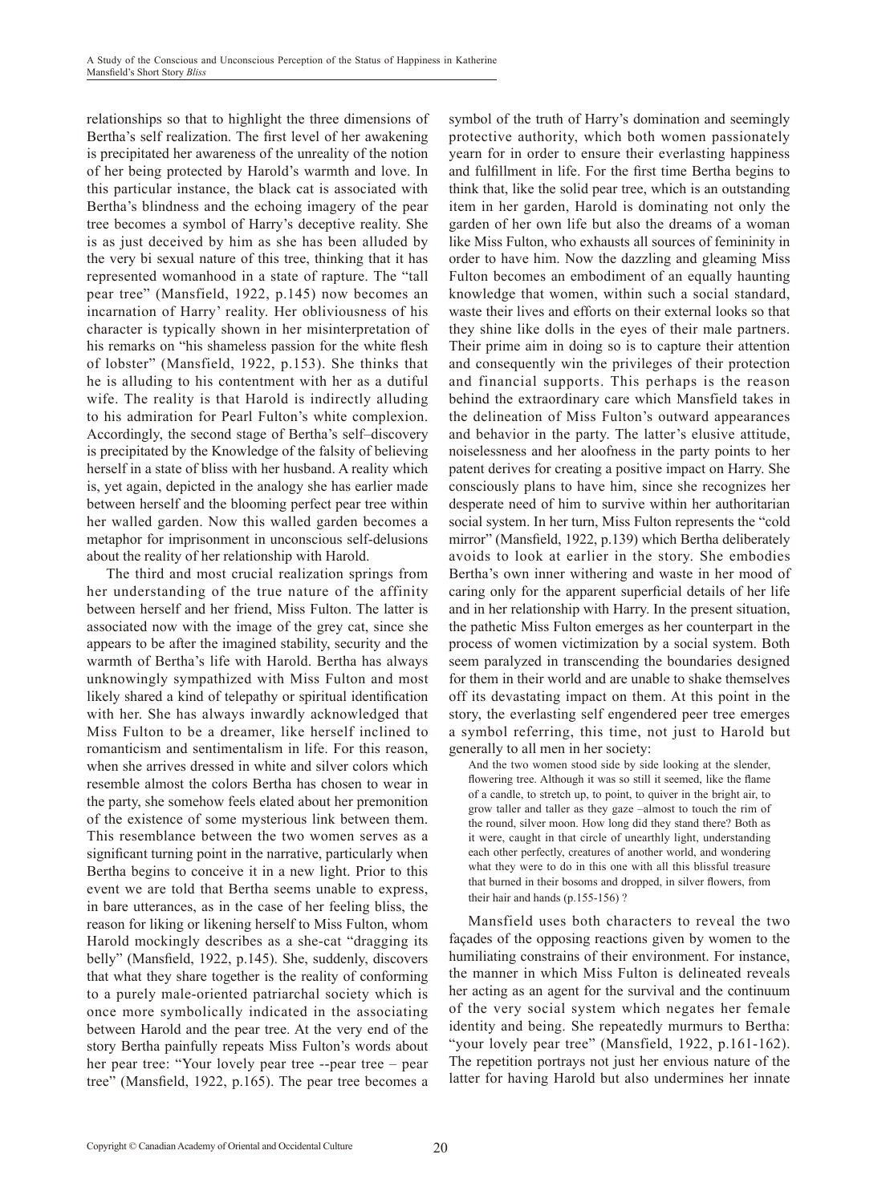relationships so that to highlight the three dimensions of Bertha's self realization. The first level of her awakening is precipitated her awareness of the unreality of the notion of her being protected by Harold's warmth and love. In this particular instance, the black cat is associated with Bertha's blindness and the echoing imagery of the pear tree becomes a symbol of Harry's deceptive reality. She is as just deceived by him as she has been alluded by the very bi sexual nature of this tree, thinking that it has represented womanhood in a state of rapture. The "tall pear tree" (Mansfield, 1922, p.145) now becomes an incarnation of Harry' reality. Her obliviousness of his character is typically shown in her misinterpretation of his remarks on "his shameless passion for the white flesh of lobster" (Mansfield, 1922, p.153). She thinks that he is alluding to his contentment with her as a dutiful wife. The reality is that Harold is indirectly alluding to his admiration for Pearl Fulton's white complexion. Accordingly, the second stage of Bertha's self–discovery is precipitated by the Knowledge of the falsity of believing herself in a state of bliss with her husband. A reality which is, yet again, depicted in the analogy she has earlier made between herself and the blooming perfect pear tree within her walled garden. Now this walled garden becomes a metaphor for imprisonment in unconscious self-delusions about the reality of her relationship with Harold.

The third and most crucial realization springs from her understanding of the true nature of the affinity between herself and her friend, Miss Fulton. The latter is associated now with the image of the grey cat, since she appears to be after the imagined stability, security and the warmth of Bertha's life with Harold. Bertha has always unknowingly sympathized with Miss Fulton and most likely shared a kind of telepathy or spiritual identification with her. She has always inwardly acknowledged that Miss Fulton to be a dreamer, like herself inclined to romanticism and sentimentalism in life. For this reason, when she arrives dressed in white and silver colors which resemble almost the colors Bertha has chosen to wear in the party, she somehow feels elated about her premonition of the existence of some mysterious link between them. This resemblance between the two women serves as a significant turning point in the narrative, particularly when Bertha begins to conceive it in a new light. Prior to this event we are told that Bertha seems unable to express, in bare utterances, as in the case of her feeling bliss, the reason for liking or likening herself to Miss Fulton, whom Harold mockingly describes as a she-cat "dragging its belly" (Mansfield, 1922, p.145). She, suddenly, discovers that what they share together is the reality of conforming to a purely male-oriented patriarchal society which is once more symbolically indicated in the associating between Harold and the pear tree. At the very end of the story Bertha painfully repeats Miss Fulton's words about her pear tree: "Your lovely pear tree --pear tree – pear tree" (Mansfield, 1922, p.165). The pear tree becomes a symbol of the truth of Harry's domination and seemingly protective authority, which both women passionately yearn for in order to ensure their everlasting happiness and fulfillment in life. For the first time Bertha begins to think that, like the solid pear tree, which is an outstanding item in her garden, Harold is dominating not only the garden of her own life but also the dreams of a woman like Miss Fulton, who exhausts all sources of femininity in order to have him. Now the dazzling and gleaming Miss Fulton becomes an embodiment of an equally haunting knowledge that women, within such a social standard, waste their lives and efforts on their external looks so that they shine like dolls in the eyes of their male partners. Their prime aim in doing so is to capture their attention and consequently win the privileges of their protection and financial supports. This perhaps is the reason behind the extraordinary care which Mansfield takes in the delineation of Miss Fulton's outward appearances and behavior in the party. The latter's elusive attitude, noiselessness and her aloofness in the party points to her patent derives for creating a positive impact on Harry. She consciously plans to have him, since she recognizes her desperate need of him to survive within her authoritarian social system. In her turn, Miss Fulton represents the "cold mirror" (Mansfield, 1922, p.139) which Bertha deliberately avoids to look at earlier in the story. She embodies Bertha's own inner withering and waste in her mood of caring only for the apparent superficial details of her life and in her relationship with Harry. In the present situation, the pathetic Miss Fulton emerges as her counterpart in the process of women victimization by a social system. Both seem paralyzed in transcending the boundaries designed for them in their world and are unable to shake themselves off its devastating impact on them. At this point in the story, the everlasting self engendered peer tree emerges a symbol referring, this time, not just to Harold but generally to all men in her society:

> And the two women stood side by side looking at the slender, flowering tree. Although it was so still it seemed, like the flame of a candle, to stretch up, to point, to quiver in the bright air, to grow taller and taller as they gaze –almost to touch the rim of the round, silver moon. How long did they stand there? Both as it were, caught in that circle of unearthly light, understanding each other perfectly, creatures of another world, and wondering what they were to do in this one with all this blissful treasure that burned in their bosoms and dropped, in silver flowers, from their hair and hands (p.155-156) ?

Mansfield uses both characters to reveal the two façades of the opposing reactions given by women to the humiliating constrains of their environment. For instance, the manner in which Miss Fulton is delineated reveals her acting as an agent for the survival and the continuum of the very social system which negates her female identity and being. She repeatedly murmurs to Bertha: "your lovely pear tree" (Mansfield, 1922, p.161-162). The repetition portrays not just her envious nature of the latter for having Harold but also undermines her innate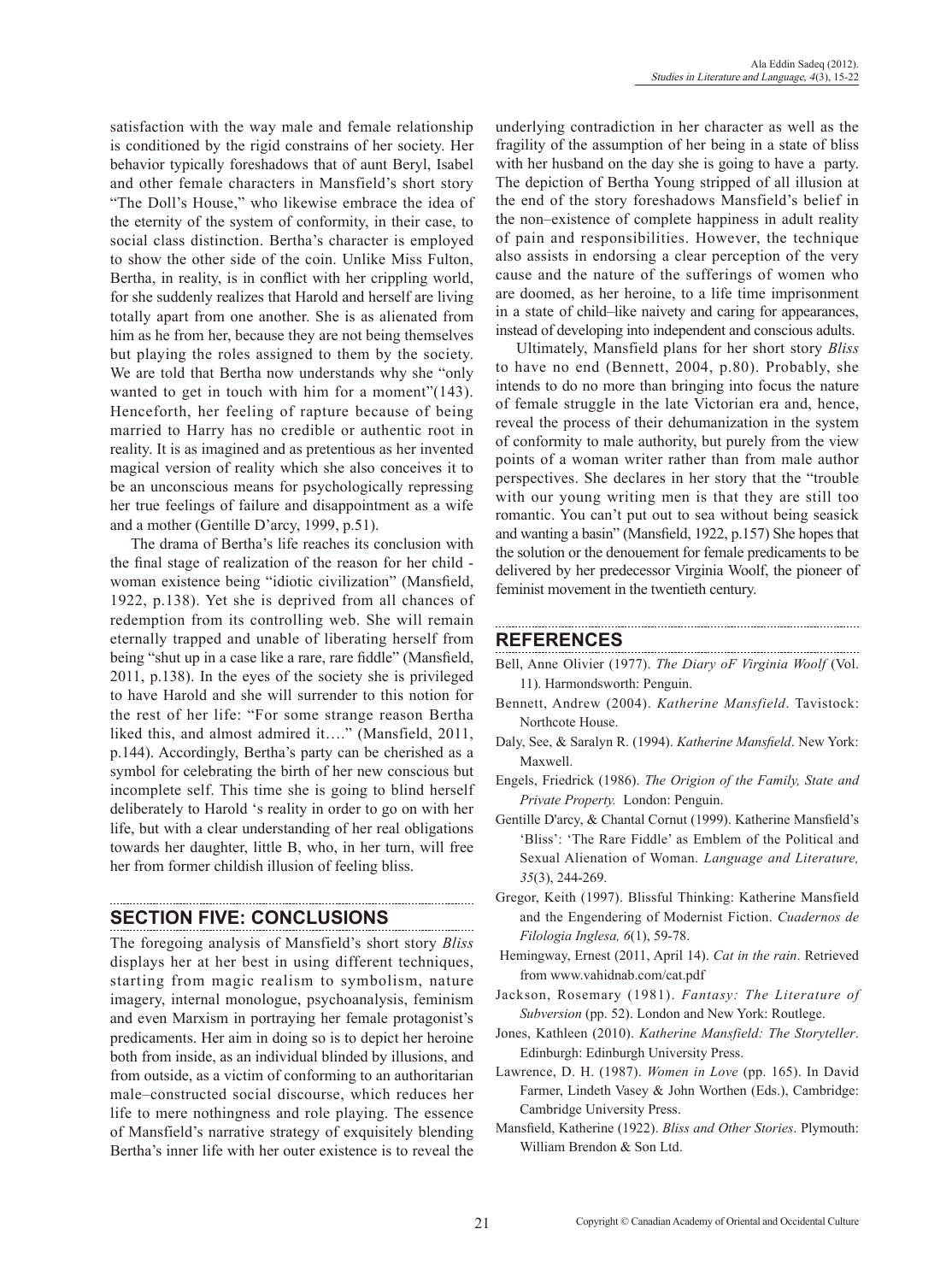satisfaction with the way male and female relationship is conditioned by the rigid constrains of her society. Her behavior typically foreshadows that of aunt Beryl, Isabel and other female characters in Mansfield's short story "The Doll's House," who likewise embrace the idea of the eternity of the system of conformity, in their case, to social class distinction. Bertha's character is employed to show the other side of the coin. Unlike Miss Fulton, Bertha, in reality, is in conflict with her crippling world, for she suddenly realizes that Harold and herself are living totally apart from one another. She is as alienated from him as he from her, because they are not being themselves but playing the roles assigned to them by the society. We are told that Bertha now understands why she "only wanted to get in touch with him for a moment"(143). Henceforth, her feeling of rapture because of being married to Harry has no credible or authentic root in reality. It is as imagined and as pretentious as her invented magical version of reality which she also conceives it to be an unconscious means for psychologically repressing her true feelings of failure and disappointment as a wife and a mother (Gentille D'arcy, 1999, p.51).

The drama of Bertha's life reaches its conclusion with the final stage of realization of the reason for her child - woman existence being "idiotic civilization" (Mansfield, 1922, p.138). Yet she is deprived from all chances of redemption from its controlling web. She will remain eternally trapped and unable of liberating herself from being "shut up in a case like a rare, rare fiddle" (Mansfield, 2011, p.138). In the eyes of the society she is privileged to have Harold and she will surrender to this notion for the rest of her life: "For some strange reason Bertha liked this, and almost admired it…." (Mansfield, 2011, p.144). Accordingly, Bertha's party can be cherished as a symbol for celebrating the birth of her new conscious but incomplete self. This time she is going to blind herself deliberately to Harold 's reality in order to go on with her life, but with a clear understanding of her real obligations towards her daughter, little B, who, in her turn, will free her from former childish illusion of feeling bliss.

## SECTION FIVE: CONCLUSIONS

The foregoing analysis of Mansfield's short story *Bliss* displays her at her best in using different techniques, starting from magic realism to symbolism, nature imagery, internal monologue, psychoanalysis, feminism and even Marxism in portraying her female protagonist's predicaments. Her aim in doing so is to depict her heroine both from inside, as an individual blinded by illusions, and from outside, as a victim of conforming to an authoritarian male–constructed social discourse, which reduces her life to mere nothingness and role playing. The essence of Mansfield's narrative strategy of exquisitely blending Bertha's inner life with her outer existence is to reveal the underlying contradiction in her character as well as the fragility of the assumption of her being in a state of bliss with her husband on the day she is going to have a party. The depiction of Bertha Young stripped of all illusion at the end of the story foreshadows Mansfield's belief in the non–existence of complete happiness in adult reality of pain and responsibilities. However, the technique also assists in endorsing a clear perception of the very cause and the nature of the sufferings of women who are doomed, as her heroine, to a life time imprisonment in a state of child–like naivety and caring for appearances, instead of developing into independent and conscious adults.

Ultimately, Mansfield plans for her short story *Bliss* to have no end (Bennett, 2004, p.80). Probably, she intends to do no more than bringing into focus the nature of female struggle in the late Victorian era and, hence, reveal the process of their dehumanization in the system of conformity to male authority, but purely from the view points of a woman writer rather than from male author perspectives. She declares in her story that the "trouble with our young writing men is that they are still too romantic. You can't put out to sea without being seasick and wanting a basin" (Mansfield, 1922, p.157) She hopes that the solution or the denouement for female predicaments to be delivered by her predecessor Virginia Woolf, the pioneer of feminist movement in the twentieth century.

## REFERENCES

Bell, Anne Olivier (1977). *The Diary oF Virginia Woolf* (Vol. 11). Harmondsworth: Penguin.

Bennett, Andrew (2004). *Katherine Mansfield*. Tavistock: Northcote House.

Daly, See, & Saralyn R. (1994). *Katherine Mansfield*. New York: Maxwell.

Engels, Friedrick (1986). *The Origion of the Family, State and Private Property.* London: Penguin.

Gentille D'arcy, & Chantal Cornut (1999). Katherine Mansfield's 'Bliss': 'The Rare Fiddle' as Emblem of the Political and Sexual Alienation of Woman. *Language and Literature, 35*(3), 244-269.

Gregor, Keith (1997). Blissful Thinking: Katherine Mansfield and the Engendering of Modernist Fiction. *Cuadernos de Filologia Inglesa, 6*(1), 59-78.

Hemingway, Ernest (2011, April 14). *Cat in the rain*. Retrieved from www.vahidnab.com/cat.pdf

Jackson, Rosemary (1981). *Fantasy: The Literature of Subversion* (pp. 52). London and New York: Routlege.

Jones, Kathleen (2010). *Katherine Mansfield: The Storyteller*. Edinburgh: Edinburgh University Press.

Lawrence, D. H. (1987). *Women in Love* (pp. 165). In David Farmer, Lindeth Vasey & John Worthen (Eds.), Cambridge: Cambridge University Press.

Mansfield, Katherine (1922). *Bliss and Other Stories*. Plymouth: William Brendon & Son Ltd.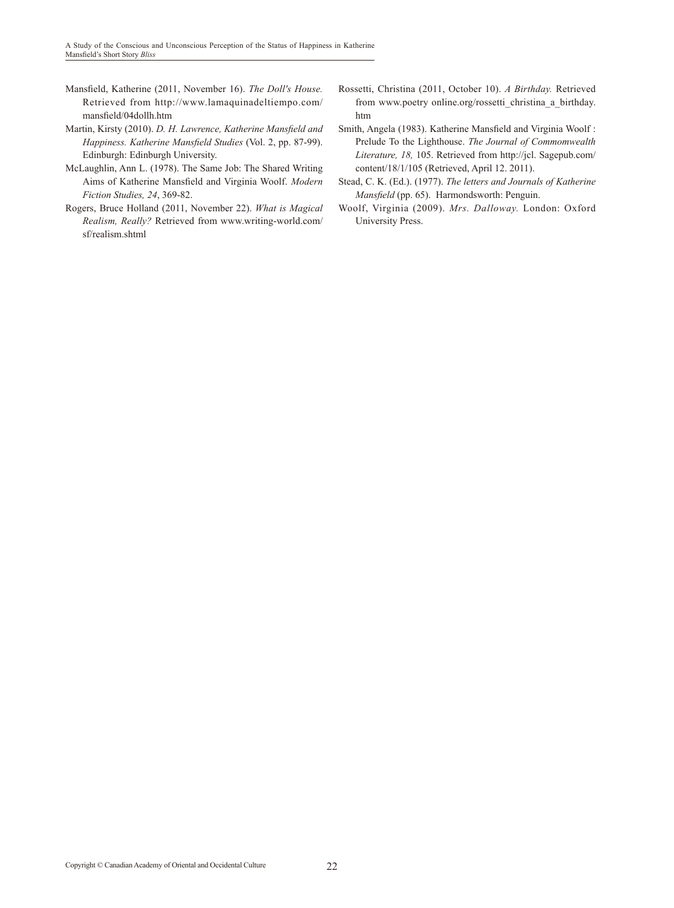Mansfield, Katherine (2011, November 16). *The Doll's House.* Retrieved from http://www.lamaquinadeltiempo.com/mansfield/04dollh.htm

Martin, Kirsty (2010). *D. H. Lawrence, Katherine Mansfield and Happiness. Katherine Mansfield Studies* (Vol. 2, pp. 87-99). Edinburgh: Edinburgh University.

McLaughlin, Ann L. (1978). The Same Job: The Shared Writing Aims of Katherine Mansfield and Virginia Woolf. *Modern Fiction Studies, 24*, 369-82.

Rogers, Bruce Holland (2011, November 22). *What is Magical Realism, Really?* Retrieved from www.writing-world.com/sf/realism.shtml

Rossetti, Christina (2011, October 10). *A Birthday.* Retrieved from www.poetry online.org/rossetti_christina_a_birthday.htm

Smith, Angela (1983). Katherine Mansfield and Virginia Woolf : Prelude To the Lighthouse. *The Journal of Commomwealth Literature, 18,* 105. Retrieved from http://jcl. Sagepub.com/content/18/1/105 (Retrieved, April 12. 2011).

Stead, C. K. (Ed.). (1977). *The letters and Journals of Katherine Mansfield* (pp. 65). Harmondsworth: Penguin.

Woolf, Virginia (2009). *Mrs. Dalloway.* London: Oxford University Press.